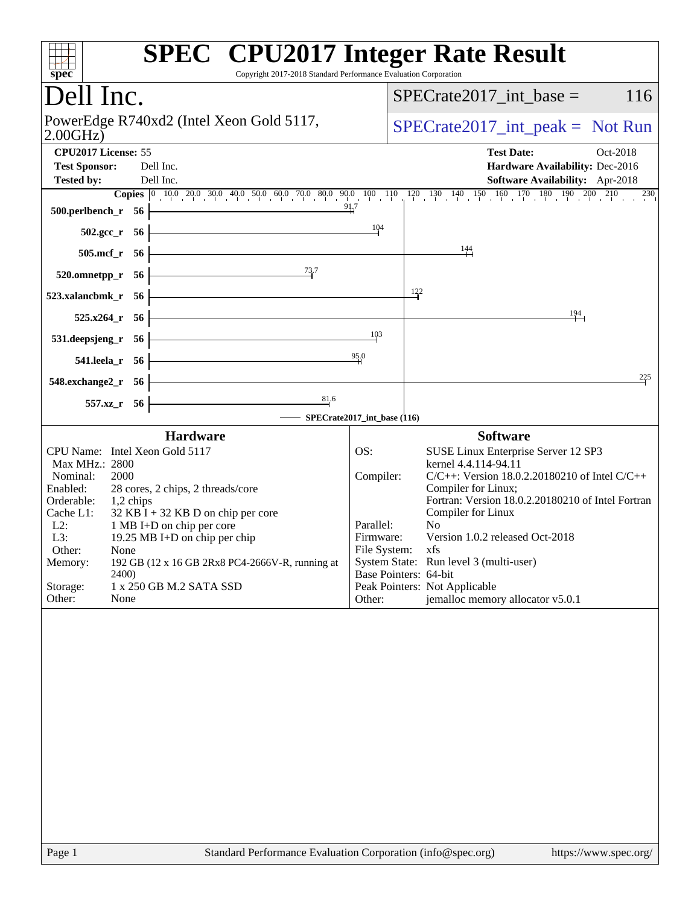# SPEC CPU2017 Integer Rate Result

Copyright 2017-2018 Standard Performance Evaluation Corporation

## Dell Inc.

PowerEdge R740xd2 (Intel Xeon Gold 5117, 2.00GHz)

SPECrate2017_int_base = 116

SPECrate2017_int_peak = Not Run

**CPU2017 License:** 55
**Test Sponsor:** Dell Inc.
**Tested by:** Dell Inc.

**Test Date:** Oct-2018
**Hardware Availability:** Dec-2016
**Software Availability:** Apr-2018

| Benchmark | Copies | SPECrate2017_int_base |
|---|---|---|
| 500.perlbench_r | 56 | 91.7 |
| 502.gcc_r | 56 | 104 |
| 505.mcf_r | 56 | 144 |
| 520.omnetpp_r | 56 | 73.7 |
| 523.xalancbmk_r | 56 | 122 |
| 525.x264_r | 56 | 194 |
| 531.deepsjeng_r | 56 | 103 |
| 541.leela_r | 56 | 95.0 |
| 548.exchange2_r | 56 | 225 |
| 557.xz_r | 56 | 81.6 |

SPECrate2017_int_base (116)

## Hardware

| | |
|---|---|
| CPU Name: | Intel Xeon Gold 5117 |
| Max MHz.: | 2800 |
| Nominal: | 2000 |
| Enabled: | 28 cores, 2 chips, 2 threads/core |
| Orderable: | 1,2 chips |
| Cache L1: | 32 KB I + 32 KB D on chip per core |
| L2: | 1 MB I+D on chip per core |
| L3: | 19.25 MB I+D on chip per chip |
| Other: | None |
| Memory: | 192 GB (12 x 16 GB 2Rx8 PC4-2666V-R, running at 2400) |
| Storage: | 1 x 250 GB M.2 SATA SSD |
| Other: | None |

## Software

| | |
|---|---|
| OS: | SUSE Linux Enterprise Server 12 SP3 kernel 4.4.114-94.11 |
| Compiler: | C/C++: Version 18.0.2.20180210 of Intel C/C++ Compiler for Linux; Fortran: Version 18.0.2.20180210 of Intel Fortran Compiler for Linux |
| Parallel: | No |
| Firmware: | Version 1.0.2 released Oct-2018 |
| File System: | xfs |
| System State: | Run level 3 (multi-user) |
| Base Pointers: | 64-bit |
| Peak Pointers: | Not Applicable |
| Other: | jemalloc memory allocator v5.0.1 |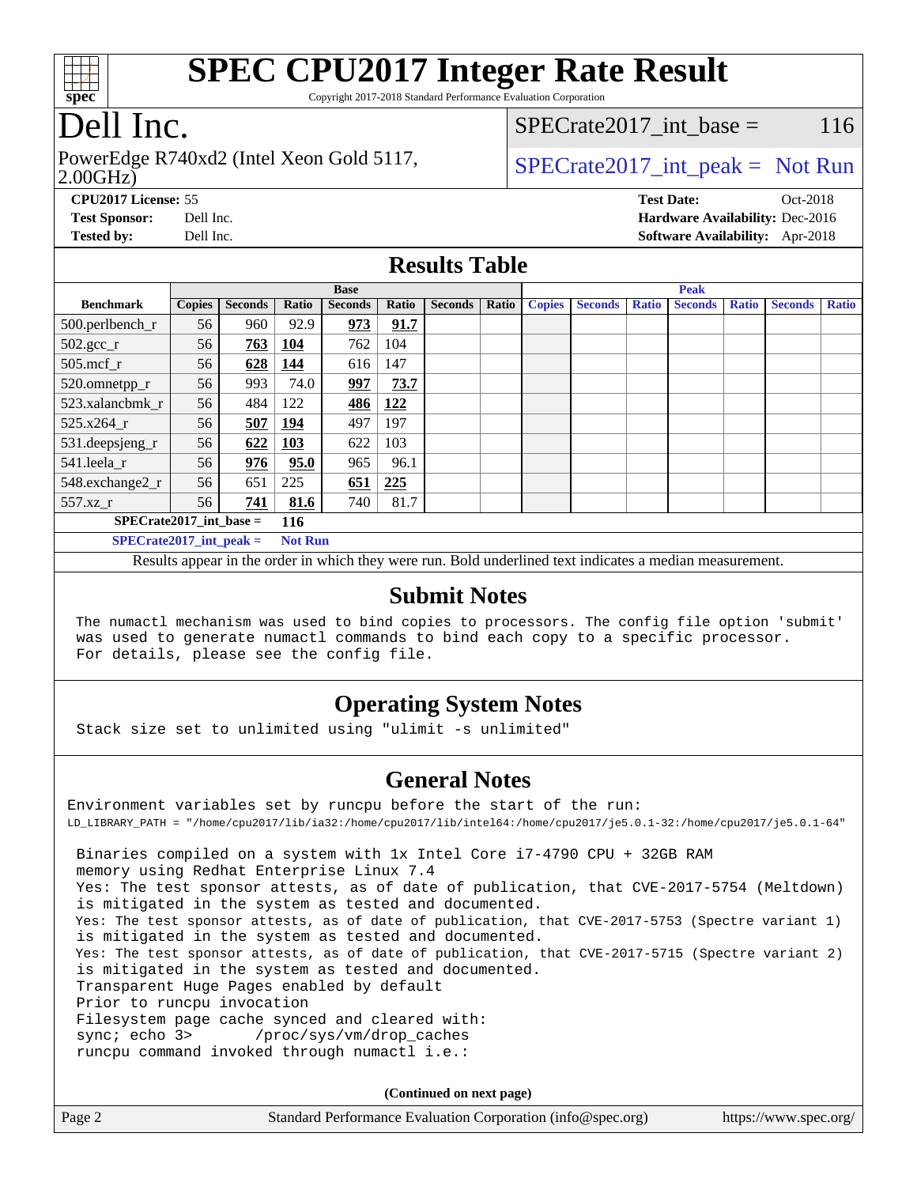# SPEC CPU2017 Integer Rate Result

Copyright 2017-2018 Standard Performance Evaluation Corporation

# Dell Inc.

PowerEdge R740xd2 (Intel Xeon Gold 5117, 2.00GHz)

SPECrate2017_int_base = 116

SPECrate2017_int_peak = Not Run

**CPU2017 License:** 55
**Test Sponsor:** Dell Inc.
**Tested by:** Dell Inc.

**Test Date:** Oct-2018
**Hardware Availability:** Dec-2016
**Software Availability:** Apr-2018

## Results Table

| Benchmark | Base | | | | | | | Peak | | | | | | |
|---|---|---|---|---|---|---|---|---|---|---|---|---|---|---|
| | Copies | Seconds | Ratio | Seconds | Ratio | Seconds | Ratio | Copies | Seconds | Ratio | Seconds | Ratio | Seconds | Ratio |
| 500.perlbench_r | 56 | 960 | 92.9 | **973** | **91.7** | | | | | | | | | |
| 502.gcc_r | 56 | **763** | **104** | 762 | 104 | | | | | | | | | |
| 505.mcf_r | 56 | **628** | **144** | 616 | 147 | | | | | | | | | |
| 520.omnetpp_r | 56 | 993 | 74.0 | **997** | **73.7** | | | | | | | | | |
| 523.xalancbmk_r | 56 | 484 | 122 | **486** | **122** | | | | | | | | | |
| 525.x264_r | 56 | **507** | **194** | 497 | 197 | | | | | | | | | |
| 531.deepsjeng_r | 56 | **622** | **103** | 622 | 103 | | | | | | | | | |
| 541.leela_r | 56 | **976** | **95.0** | 965 | 96.1 | | | | | | | | | |
| 548.exchange2_r | 56 | 651 | 225 | **651** | **225** | | | | | | | | | |
| 557.xz_r | 56 | **741** | **81.6** | 740 | 81.7 | | | | | | | | | |

**SPECrate2017_int_base = 116**

**SPECrate2017_int_peak = Not Run**

Results appear in the order in which they were run. Bold underlined text indicates a median measurement.

## Submit Notes

```
The numactl mechanism was used to bind copies to processors. The config file option 'submit'
was used to generate numactl commands to bind each copy to a specific processor.
For details, please see the config file.
```

## Operating System Notes

```
Stack size set to unlimited using "ulimit -s unlimited"
```

## General Notes

```
Environment variables set by runcpu before the start of the run:
LD_LIBRARY_PATH = "/home/cpu2017/lib/ia32:/home/cpu2017/lib/intel64:/home/cpu2017/je5.0.1-32:/home/cpu2017/je5.0.1-64"

 Binaries compiled on a system with 1x Intel Core i7-4790 CPU + 32GB RAM
 memory using Redhat Enterprise Linux 7.4
 Yes: The test sponsor attests, as of date of publication, that CVE-2017-5754 (Meltdown)
 is mitigated in the system as tested and documented.
 Yes: The test sponsor attests, as of date of publication, that CVE-2017-5753 (Spectre variant 1)
 is mitigated in the system as tested and documented.
 Yes: The test sponsor attests, as of date of publication, that CVE-2017-5715 (Spectre variant 2)
 is mitigated in the system as tested and documented.
 Transparent Huge Pages enabled by default
 Prior to runcpu invocation
 Filesystem page cache synced and cleared with:
 sync; echo 3>       /proc/sys/vm/drop_caches
 runcpu command invoked through numactl i.e.:
```

**(Continued on next page)**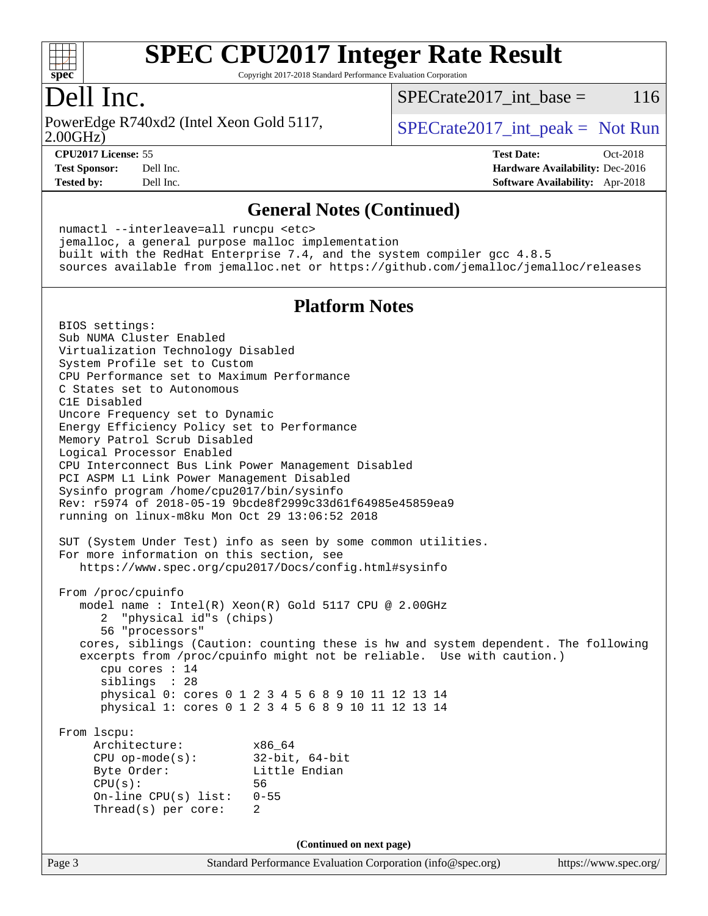# SPEC CPU2017 Integer Rate Result

Copyright 2017-2018 Standard Performance Evaluation Corporation

## Dell Inc.

PowerEdge R740xd2 (Intel Xeon Gold 5117, 2.00GHz)

SPECrate2017_int_base = 116

SPECrate2017_int_peak = Not Run

**CPU2017 License:** 55
**Test Sponsor:** Dell Inc.
**Tested by:** Dell Inc.

**Test Date:** Oct-2018
**Hardware Availability:** Dec-2016
**Software Availability:** Apr-2018

## General Notes (Continued)

```
numactl --interleave=all runcpu <etc>
jemalloc, a general purpose malloc implementation
built with the RedHat Enterprise 7.4, and the system compiler gcc 4.8.5
sources available from jemalloc.net or https://github.com/jemalloc/jemalloc/releases
```

## Platform Notes

```
BIOS settings:
Sub NUMA Cluster Enabled
Virtualization Technology Disabled
System Profile set to Custom
CPU Performance set to Maximum Performance
C States set to Autonomous
C1E Disabled
Uncore Frequency set to Dynamic
Energy Efficiency Policy set to Performance
Memory Patrol Scrub Disabled
Logical Processor Enabled
CPU Interconnect Bus Link Power Management Disabled
PCI ASPM L1 Link Power Management Disabled
Sysinfo program /home/cpu2017/bin/sysinfo
Rev: r5974 of 2018-05-19 9bcde8f2999c33d61f64985e45859ea9
running on linux-m8ku Mon Oct 29 13:06:52 2018

SUT (System Under Test) info as seen by some common utilities.
For more information on this section, see
   https://www.spec.org/cpu2017/Docs/config.html#sysinfo

From /proc/cpuinfo
   model name : Intel(R) Xeon(R) Gold 5117 CPU @ 2.00GHz
      2  "physical id"s (chips)
      56 "processors"
   cores, siblings (Caution: counting these is hw and system dependent. The following
   excerpts from /proc/cpuinfo might not be reliable.  Use with caution.)
      cpu cores : 14
      siblings  : 28
      physical 0: cores 0 1 2 3 4 5 6 8 9 10 11 12 13 14
      physical 1: cores 0 1 2 3 4 5 6 8 9 10 11 12 13 14

From lscpu:
     Architecture:          x86_64
     CPU op-mode(s):        32-bit, 64-bit
     Byte Order:            Little Endian
     CPU(s):                56
     On-line CPU(s) list:   0-55
     Thread(s) per core:    2
```

(Continued on next page)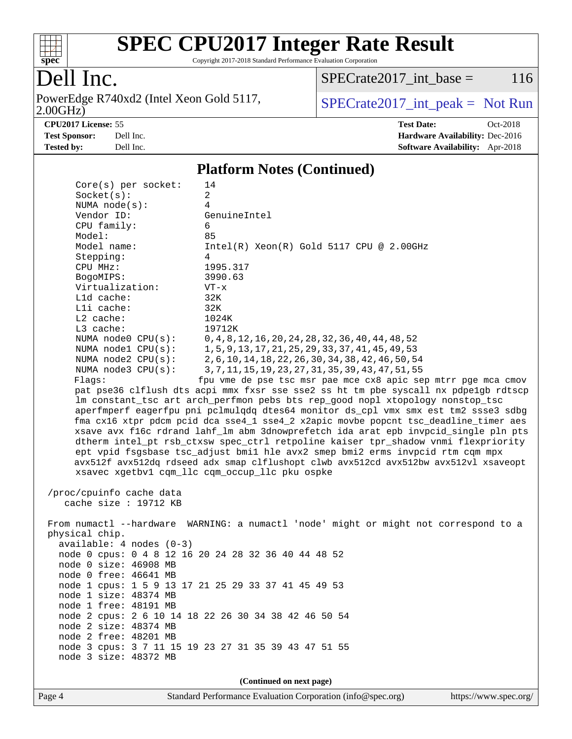## Platform Notes (Continued)

```
    Core(s) per socket:    14
    Socket(s):             2
    NUMA node(s):          4
    Vendor ID:             GenuineIntel
    CPU family:            6
    Model:                 85
    Model name:            Intel(R) Xeon(R) Gold 5117 CPU @ 2.00GHz
    Stepping:              4
    CPU MHz:               1995.317
    BogoMIPS:              3990.63
    Virtualization:        VT-x
    L1d cache:             32K
    L1i cache:             32K
    L2 cache:              1024K
    L3 cache:              19712K
    NUMA node0 CPU(s):     0,4,8,12,16,20,24,28,32,36,40,44,48,52
    NUMA node1 CPU(s):     1,5,9,13,17,21,25,29,33,37,41,45,49,53
    NUMA node2 CPU(s):     2,6,10,14,18,22,26,30,34,38,42,46,50,54
    NUMA node3 CPU(s):     3,7,11,15,19,23,27,31,35,39,43,47,51,55
    Flags:                 fpu vme de pse tsc msr pae mce cx8 apic sep mtrr pge mca cmov
    pat pse36 clflush dts acpi mmx fxsr sse sse2 ss ht tm pbe syscall nx pdpe1gb rdtscp
    lm constant_tsc art arch_perfmon pebs bts rep_good nopl xtopology nonstop_tsc
    aperfmperf eagerfpu pni pclmulqdq dtes64 monitor ds_cpl vmx smx est tm2 ssse3 sdbg
    fma cx16 xtpr pdcm pcid dca sse4_1 sse4_2 x2apic movbe popcnt tsc_deadline_timer aes
    xsave avx f16c rdrand lahf_lm abm 3dnowprefetch ida arat epb invpcid_single pln pts
    dtherm intel_pt rsb_ctxsw spec_ctrl retpoline kaiser tpr_shadow vnmi flexpriority
    ept vpid fsgsbase tsc_adjust bmi1 hle avx2 smep bmi2 erms invpcid rtm cqm mpx
    avx512f avx512dq rdseed adx smap clflushopt clwb avx512cd avx512bw avx512vl xsaveopt
    xsavec xgetbv1 cqm_llc cqm_occup_llc pku ospke

 /proc/cpuinfo cache data
    cache size : 19712 KB

 From numactl --hardware  WARNING: a numactl 'node' might or might not correspond to a
 physical chip.
   available: 4 nodes (0-3)
   node 0 cpus: 0 4 8 12 16 20 24 28 32 36 40 44 48 52
   node 0 size: 46908 MB
   node 0 free: 46641 MB
   node 1 cpus: 1 5 9 13 17 21 25 29 33 37 41 45 49 53
   node 1 size: 48374 MB
   node 1 free: 48191 MB
   node 2 cpus: 2 6 10 14 18 22 26 30 34 38 42 46 50 54
   node 2 size: 48374 MB
   node 2 free: 48201 MB
   node 3 cpus: 3 7 11 15 19 23 27 31 35 39 43 47 51 55
   node 3 size: 48372 MB
```

(Continued on next page)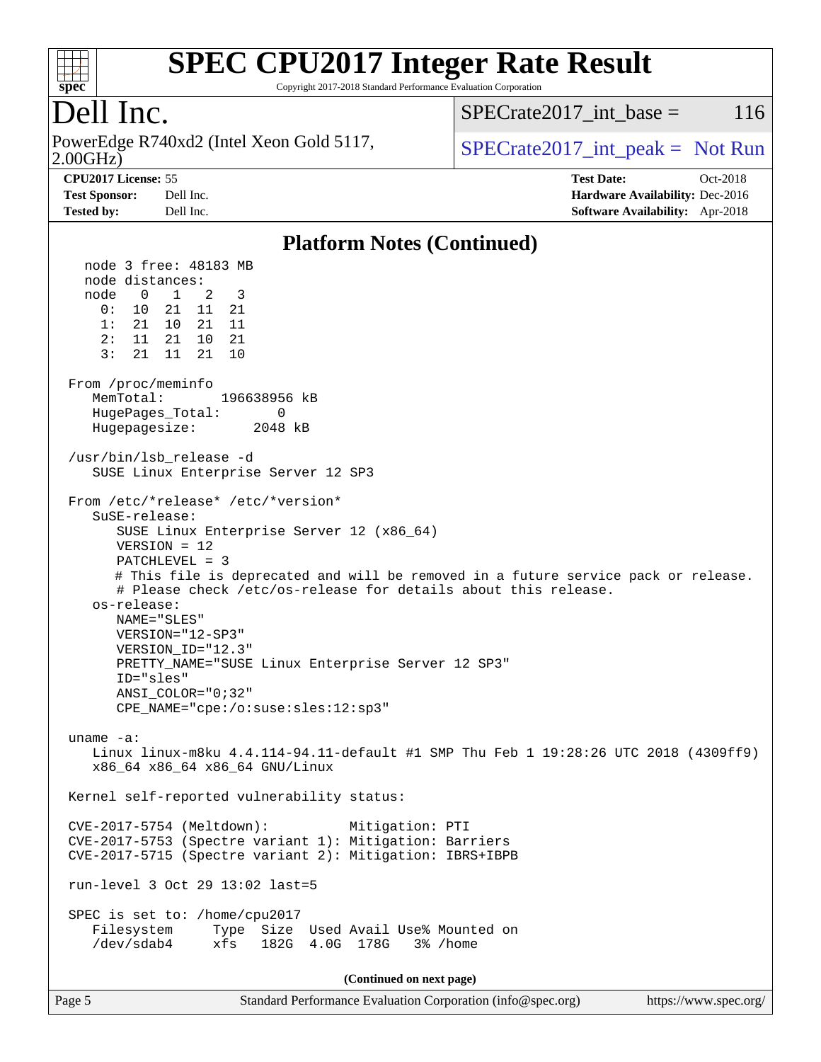## Platform Notes (Continued)

```
  node 3 free: 48183 MB
  node distances:
  node   0   1   2   3
    0:  10  21  11  21
    1:  21  10  21  11
    2:  11  21  10  21
    3:  21  11  21  10

From /proc/meminfo
   MemTotal:       196638956 kB
   HugePages_Total:       0
   Hugepagesize:       2048 kB

/usr/bin/lsb_release -d
   SUSE Linux Enterprise Server 12 SP3

From /etc/*release* /etc/*version*
   SuSE-release:
      SUSE Linux Enterprise Server 12 (x86_64)
      VERSION = 12
      PATCHLEVEL = 3
      # This file is deprecated and will be removed in a future service pack or release.
      # Please check /etc/os-release for details about this release.
   os-release:
      NAME="SLES"
      VERSION="12-SP3"
      VERSION_ID="12.3"
      PRETTY_NAME="SUSE Linux Enterprise Server 12 SP3"
      ID="sles"
      ANSI_COLOR="0;32"
      CPE_NAME="cpe:/o:suse:sles:12:sp3"

uname -a:
   Linux linux-m8ku 4.4.114-94.11-default #1 SMP Thu Feb 1 19:28:26 UTC 2018 (4309ff9)
   x86_64 x86_64 x86_64 GNU/Linux

Kernel self-reported vulnerability status:

CVE-2017-5754 (Meltdown):          Mitigation: PTI
CVE-2017-5753 (Spectre variant 1): Mitigation: Barriers
CVE-2017-5715 (Spectre variant 2): Mitigation: IBRS+IBPB

run-level 3 Oct 29 13:02 last=5

SPEC is set to: /home/cpu2017
   Filesystem     Type  Size  Used Avail Use% Mounted on
   /dev/sdab4     xfs   182G  4.0G  178G   3% /home
```

(Continued on next page)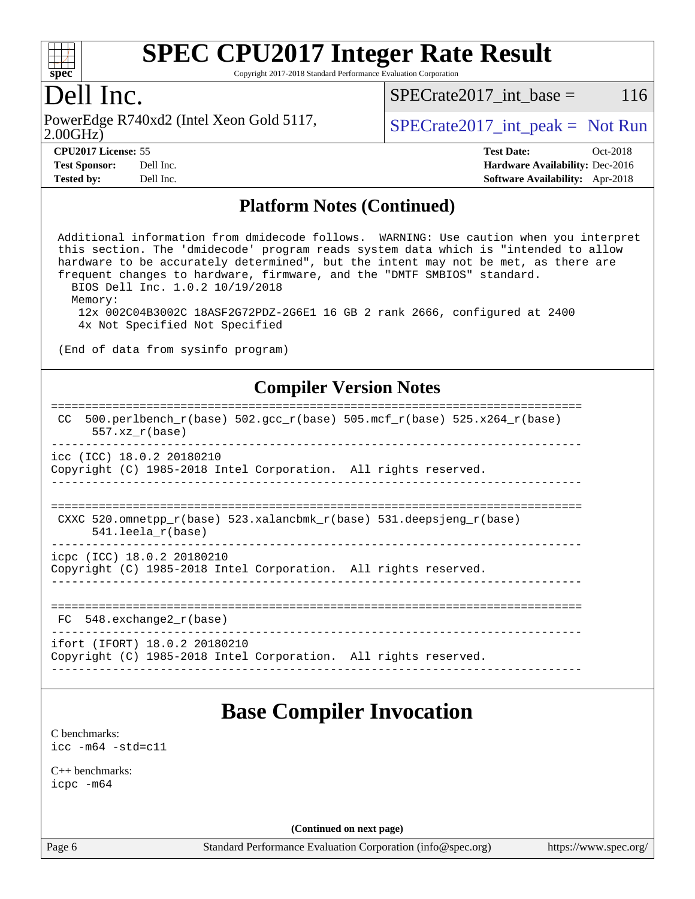## Platform Notes (Continued)

```
Additional information from dmidecode follows.  WARNING: Use caution when you interpret
this section. The 'dmidecode' program reads system data which is "intended to allow
hardware to be accurately determined", but the intent may not be met, as there are
frequent changes to hardware, firmware, and the "DMTF SMBIOS" standard.
  BIOS Dell Inc. 1.0.2 10/19/2018
  Memory:
   12x 002C04B3002C 18ASF2G72PDZ-2G6E1 16 GB 2 rank 2666, configured at 2400
   4x Not Specified Not Specified

(End of data from sysinfo program)
```

## Compiler Version Notes

```
==============================================================================
 CC  500.perlbench_r(base) 502.gcc_r(base) 505.mcf_r(base) 525.x264_r(base)
      557.xz_r(base)
------------------------------------------------------------------------------
icc (ICC) 18.0.2 20180210
Copyright (C) 1985-2018 Intel Corporation.  All rights reserved.
------------------------------------------------------------------------------

==============================================================================
 CXXC 520.omnetpp_r(base) 523.xalancbmk_r(base) 531.deepsjeng_r(base)
      541.leela_r(base)
------------------------------------------------------------------------------
icpc (ICC) 18.0.2 20180210
Copyright (C) 1985-2018 Intel Corporation.  All rights reserved.
------------------------------------------------------------------------------

==============================================================================
 FC  548.exchange2_r(base)
------------------------------------------------------------------------------
ifort (IFORT) 18.0.2 20180210
Copyright (C) 1985-2018 Intel Corporation.  All rights reserved.
------------------------------------------------------------------------------
```

## Base Compiler Invocation

C benchmarks:
`icc -m64 -std=c11`

C++ benchmarks:
`icpc -m64`

**(Continued on next page)**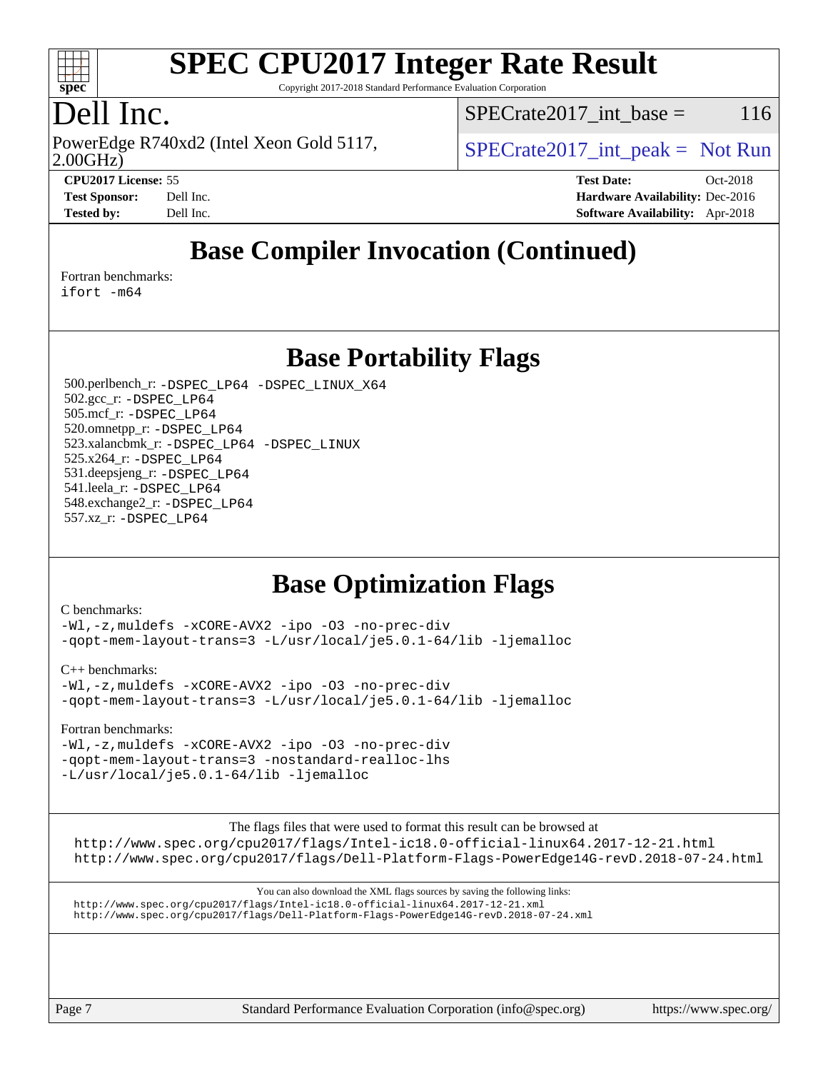# SPEC CPU2017 Integer Rate Result

Copyright 2017-2018 Standard Performance Evaluation Corporation

## Dell Inc.

PowerEdge R740xd2 (Intel Xeon Gold 5117, 2.00GHz)

SPECrate2017_int_base = 116

SPECrate2017_int_peak = Not Run

**CPU2017 License:** 55
**Test Sponsor:** Dell Inc.
**Tested by:** Dell Inc.

**Test Date:** Oct-2018
**Hardware Availability:** Dec-2016
**Software Availability:** Apr-2018

## Base Compiler Invocation (Continued)

Fortran benchmarks:
ifort -m64

## Base Portability Flags

500.perlbench_r: -DSPEC_LP64 -DSPEC_LINUX_X64
502.gcc_r: -DSPEC_LP64
505.mcf_r: -DSPEC_LP64
520.omnetpp_r: -DSPEC_LP64
523.xalancbmk_r: -DSPEC_LP64 -DSPEC_LINUX
525.x264_r: -DSPEC_LP64
531.deepsjeng_r: -DSPEC_LP64
541.leela_r: -DSPEC_LP64
548.exchange2_r: -DSPEC_LP64
557.xz_r: -DSPEC_LP64

## Base Optimization Flags

C benchmarks:
-Wl,-z,muldefs -xCORE-AVX2 -ipo -O3 -no-prec-div
-qopt-mem-layout-trans=3 -L/usr/local/je5.0.1-64/lib -ljemalloc

C++ benchmarks:
-Wl,-z,muldefs -xCORE-AVX2 -ipo -O3 -no-prec-div
-qopt-mem-layout-trans=3 -L/usr/local/je5.0.1-64/lib -ljemalloc

Fortran benchmarks:
-Wl,-z,muldefs -xCORE-AVX2 -ipo -O3 -no-prec-div
-qopt-mem-layout-trans=3 -nostandard-realloc-lhs
-L/usr/local/je5.0.1-64/lib -ljemalloc

The flags files that were used to format this result can be browsed at
http://www.spec.org/cpu2017/flags/Intel-ic18.0-official-linux64.2017-12-21.html
http://www.spec.org/cpu2017/flags/Dell-Platform-Flags-PowerEdge14G-revD.2018-07-24.html

You can also download the XML flags sources by saving the following links:
http://www.spec.org/cpu2017/flags/Intel-ic18.0-official-linux64.2017-12-21.xml
http://www.spec.org/cpu2017/flags/Dell-Platform-Flags-PowerEdge14G-revD.2018-07-24.xml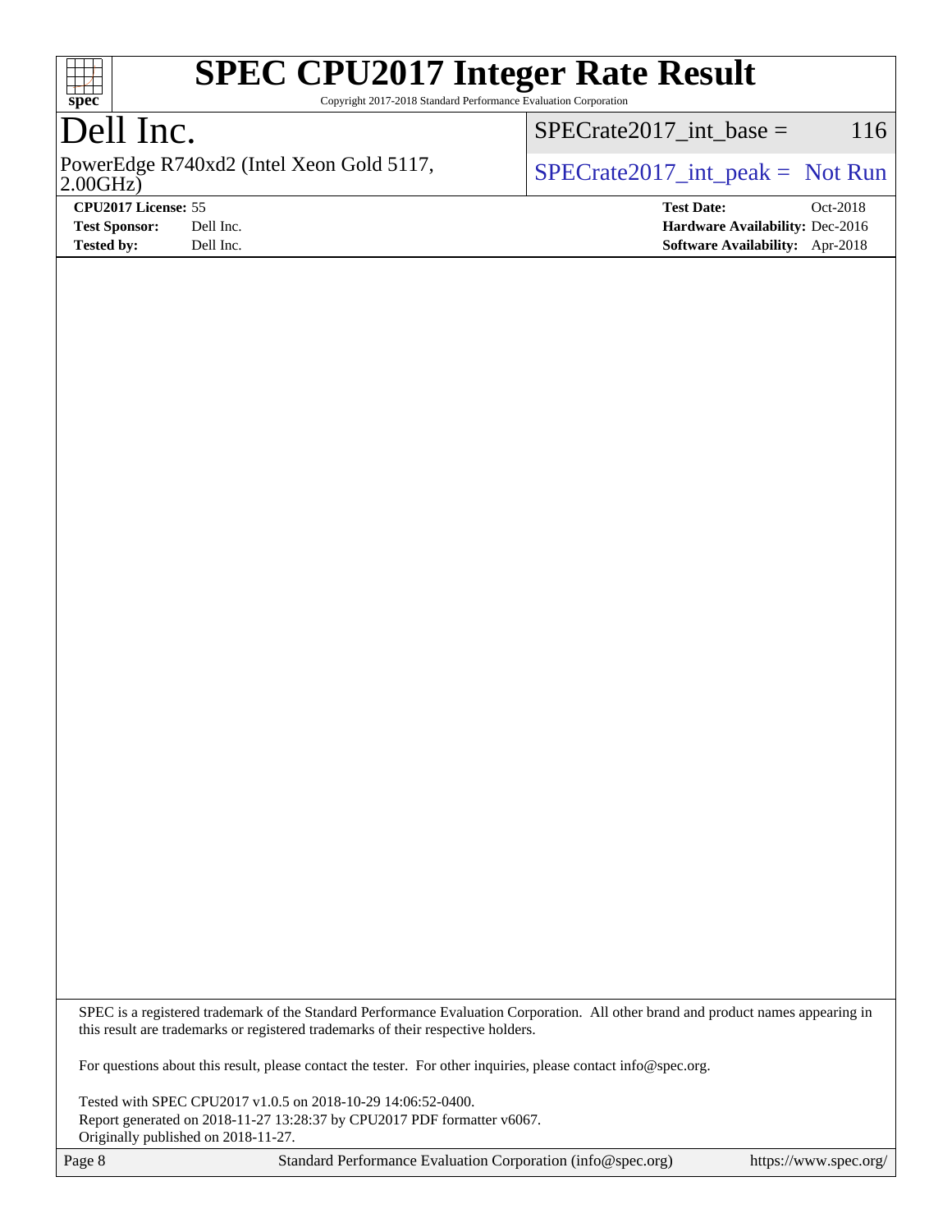SPEC is a registered trademark of the Standard Performance Evaluation Corporation. All other brand and product names appearing in this result are trademarks or registered trademarks of their respective holders.

For questions about this result, please contact the tester. For other inquiries, please contact info@spec.org.

Tested with SPEC CPU2017 v1.0.5 on 2018-10-29 14:06:52-0400.
Report generated on 2018-11-27 13:28:37 by CPU2017 PDF formatter v6067.
Originally published on 2018-11-27.